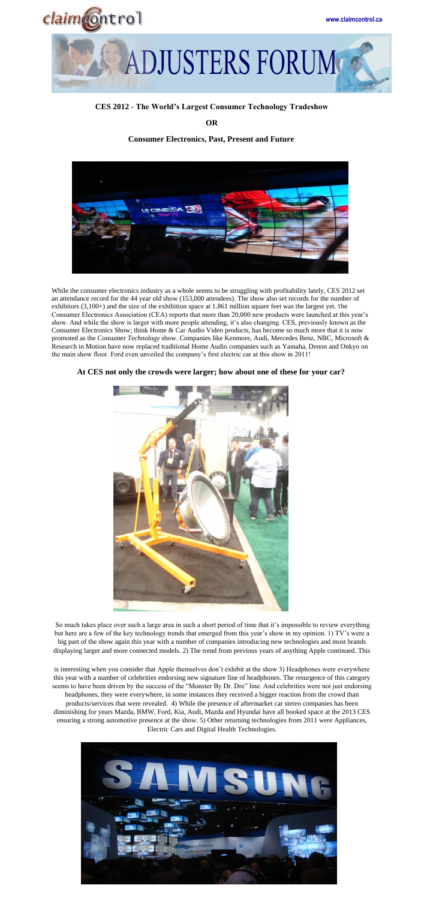# ADJUSTERS FORUM

### CES 2012 - The World's Largest Consumer Technology Tradeshow

**OR**

### Consumer Electronics, Past, Present and Future

While the consumer electronics industry as a whole seems to be struggling with profitability lately, CES 2012 set an attendance record for the 44 year old show (153,000 attendees). The show also set records for the number of exhibitors (3,100+) and the size of the exhibition space at 1.861 million square feet was the largest yet. The Consumer Electronics Association (CEA) reports that more than 20,000 new products were launched at this year's show. And while the show is larger with more people attending, it's also changing. CES, previously known as the Consumer Electronics Show; think Home & Car Audio Video products, has become so much more that it is now promoted as the Consumer *Technology* show. Companies like Kenmore, Audi, Mercedes Benz, NBC, Microsoft & Research in Motion have now replaced traditional Home Audio companies such as Yamaha, Denon and Onkyo on the main show floor. Ford even unveiled the company's first electric car at this show in 2011!

**At CES not only the crowds were larger; how about one of these for your car?**

So much takes place over such a large area in such a short period of time that it's impossible to review everything but here are a few of the key technology trends that emerged from this year's show in my opinion. 1) TV's were a big part of the show again this year with a number of companies introducing new technologies and most brands displaying larger and more connected models. 2) The trend from previous years of anything Apple continued. This is interesting when you consider that Apple themselves don't exhibit at the show 3) Headphones were everywhere this year with a number of celebrities endorsing new signature line of headphones. The resurgence of this category seems to have been driven by the success of the "Monster By Dr. Dre" line. And celebrities were not just endorsing headphones, they were everywhere, in some instances they received a bigger reaction from the crowd than products/services that were revealed. 4) While the presence of aftermarket car stereo companies has been diminishing for years Mazda, BMW, Ford, Kia, Audi, Mazda and Hyundai have all booked space at the 2013 CES ensuring a strong automotive presence at the show. 5) Other returning technologies from 2011 were Appliances, Electric Cars and Digital Health Technologies.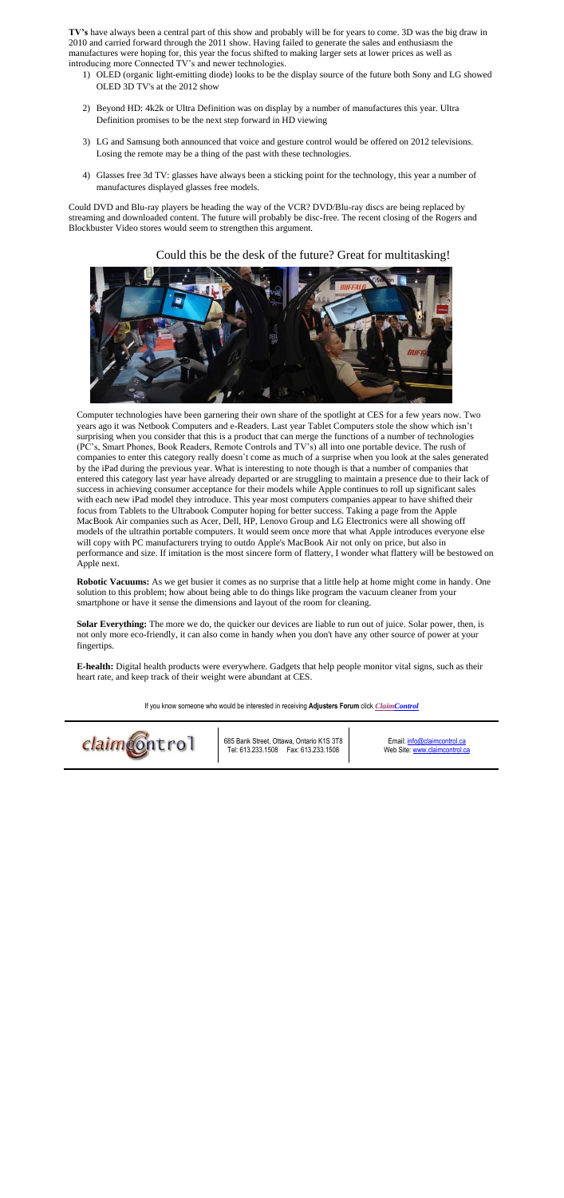**TV's** have always been a central part of this show and probably will be for years to come. 3D was the big draw in 2010 and carried forward through the 2011 show. Having failed to generate the sales and enthusiasm the manufactures were hoping for, this year the focus shifted to making larger sets at lower prices as well as introducing more Connected TV's and newer technologies.

1) OLED (organic light-emitting diode) looks to be the display source of the future both Sony and LG showed OLED 3D TV's at the 2012 show

2) Beyond HD: 4k2k or Ultra Definition was on display by a number of manufactures this year. Ultra Definition promises to be the next step forward in HD viewing

3) LG and Samsung both announced that voice and gesture control would be offered on 2012 televisions. Losing the remote may be a thing of the past with these technologies.

4) Glasses free 3d TV: glasses have always been a sticking point for the technology, this year a number of manufactures displayed glasses free models.

Could DVD and Blu-ray players be heading the way of the VCR? DVD/Blu-ray discs are being replaced by streaming and downloaded content. The future will probably be disc-free. The recent closing of the Rogers and Blockbuster Video stores would seem to strengthen this argument.

Could this be the desk of the future? Great for multitasking!

Computer technologies have been garnering their own share of the spotlight at CES for a few years now. Two years ago it was Netbook Computers and e-Readers. Last year Tablet Computers stole the show which isn't surprising when you consider that this is a product that can merge the functions of a number of technologies (PC's, Smart Phones, Book Readers, Remote Controls and TV's) all into one portable device. The rush of companies to enter this category really doesn`t come as much of a surprise when you look at the sales generated by the iPad during the previous year. What is interesting to note though is that a number of companies that entered this category last year have already departed or are struggling to maintain a presence due to their lack of success in achieving consumer acceptance for their models while Apple continues to roll up significant sales with each new iPad model they introduce. This year most computers companies appear to have shifted their focus from Tablets to the Ultrabook Computer hoping for better success. Taking a page from the Apple MacBook Air companies such as Acer, Dell, HP, Lenovo Group and LG Electronics were all showing off models of the ultrathin portable computers. It would seem once more that what Apple introduces everyone else will copy with PC manufacturers trying to outdo Apple's MacBook Air not only on price, but also in performance and size. If imitation is the most sincere form of flattery, I wonder what flattery will be bestowed on Apple next.

**Robotic Vacuums:** As we get busier it comes as no surprise that a little help at home might come in handy. One solution to this problem; how about being able to do things like program the vacuum cleaner from your smartphone or have it sense the dimensions and layout of the room for cleaning.

**Solar Everything:** The more we do, the quicker our devices are liable to run out of juice. Solar power, then, is not only more eco-friendly, it can also come in handy when you don't have any other source of power at your fingertips.

**E-health:** Digital health products were everywhere. Gadgets that help people monitor vital signs, such as their heart rate, and keep track of their weight were abundant at CES.

If you know someone who would be interested in receiving **Adjusters Forum** click ***ClaimControl***

claimcontrol

685 Bank Street, Ottawa, Ontario K1S 3T8
Tel: 613.233.1508 Fax: 613.233.1508

Email: info@claimcontrol.ca
Web Site: www.claimcontrol.ca